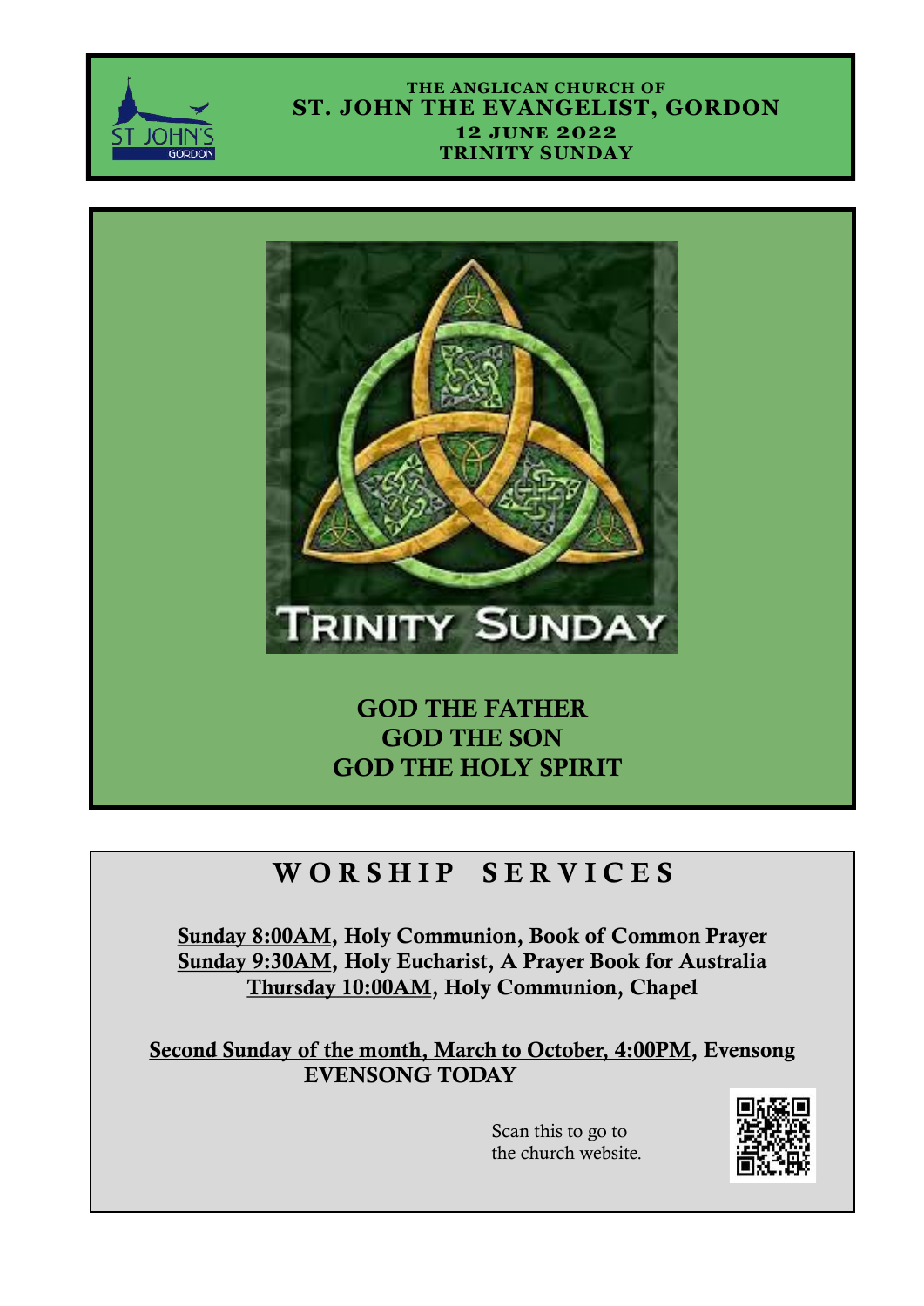THE ANGLICAN CHURCH OF

# ST. JOHN THE EVANGELIST, GORDON

**12 JUNE 2022**

**TRINITY SUNDAY**

TRINITY SUNDAY

**GOD THE FATHER**
**GOD THE SON**
**GOD THE HOLY SPIRIT**

## WORSHIP SERVICES

**Sunday 8:00AM, Holy Communion, Book of Common Prayer**
**Sunday 9:30AM, Holy Eucharist, A Prayer Book for Australia**
**Thursday 10:00AM, Holy Communion, Chapel**

**Second Sunday of the month, March to October, 4:00PM, Evensong**
**EVENSONG TODAY**

Scan this to go to the church website.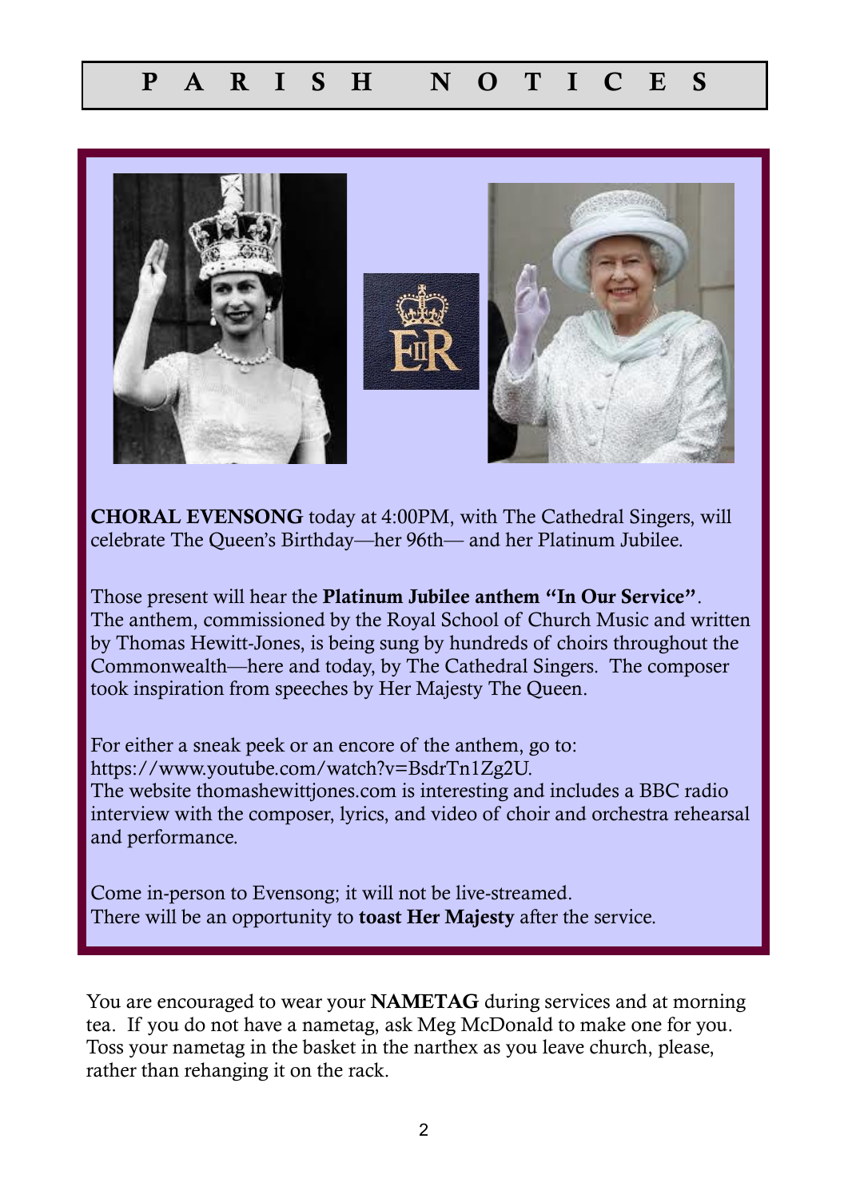# P A R I S H N O T I C E S

**CHORAL EVENSONG** today at 4:00PM, with The Cathedral Singers, will celebrate The Queen's Birthday—her 96th— and her Platinum Jubilee.

Those present will hear the **Platinum Jubilee anthem "In Our Service"**. The anthem, commissioned by the Royal School of Church Music and written by Thomas Hewitt-Jones, is being sung by hundreds of choirs throughout the Commonwealth—here and today, by The Cathedral Singers. The composer took inspiration from speeches by Her Majesty The Queen.

For either a sneak peek or an encore of the anthem, go to: https://www.youtube.com/watch?v=BsdrTn1Zg2U.
The website thomashewittjones.com is interesting and includes a BBC radio interview with the composer, lyrics, and video of choir and orchestra rehearsal and performance.

Come in-person to Evensong; it will not be live-streamed.
There will be an opportunity to **toast Her Majesty** after the service.

You are encouraged to wear your **NAMETAG** during services and at morning tea. If you do not have a nametag, ask Meg McDonald to make one for you. Toss your nametag in the basket in the narthex as you leave church, please, rather than rehanging it on the rack.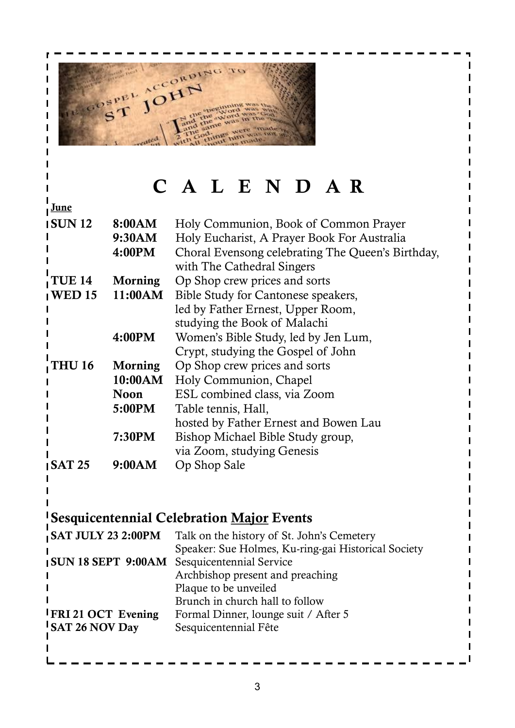# C A L E N D A R

**June**

| | | |
|---|---|---|
| **SUN 12** | **8:00AM** | Holy Communion, Book of Common Prayer |
| | **9:30AM** | Holy Eucharist, A Prayer Book For Australia |
| | **4:00PM** | Choral Evensong celebrating The Queen's Birthday, with The Cathedral Singers |
| **TUE 14** | **Morning** | Op Shop crew prices and sorts |
| **WED 15** | **11:00AM** | Bible Study for Cantonese speakers, led by Father Ernest, Upper Room, studying the Book of Malachi |
| | **4:00PM** | Women's Bible Study, led by Jen Lum, Crypt, studying the Gospel of John |
| **THU 16** | **Morning** | Op Shop crew prices and sorts |
| | **10:00AM** | Holy Communion, Chapel |
| | **Noon** | ESL combined class, via Zoom |
| | **5:00PM** | Table tennis, Hall, hosted by Father Ernest and Bowen Lau |
| | **7:30PM** | Bishop Michael Bible Study group, via Zoom, studying Genesis |
| **SAT 25** | **9:00AM** | Op Shop Sale |

## Sesquicentennial Celebration Major Events

| | |
|---|---|
| **SAT JULY 23 2:00PM** | Talk on the history of St. John's Cemetery<br>Speaker: Sue Holmes, Ku-ring-gai Historical Society |
| **SUN 18 SEPT 9:00AM** | Sesquicentennial Service<br>Archbishop present and preaching<br>Plaque to be unveiled<br>Brunch in church hall to follow |
| **FRI 21 OCT Evening** | Formal Dinner, lounge suit / After 5 |
| **SAT 26 NOV Day** | Sesquicentennial Fête |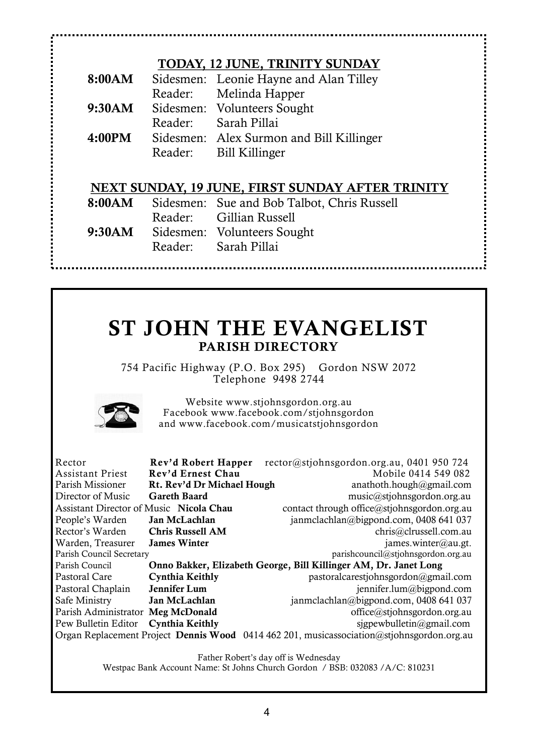## TODAY, 12 JUNE, TRINITY SUNDAY

| | | |
|---|---|---|
| **8:00AM** | Sidesmen: | Leonie Hayne and Alan Tilley |
| | Reader: | Melinda Happer |
| **9:30AM** | Sidesmen: | Volunteers Sought |
| | Reader: | Sarah Pillai |
| **4:00PM** | Sidesmen: | Alex Surmon and Bill Killinger |
| | Reader: | Bill Killinger |

## NEXT SUNDAY, 19 JUNE, FIRST SUNDAY AFTER TRINITY

| | | |
|---|---|---|
| **8:00AM** | Sidesmen: | Sue and Bob Talbot, Chris Russell |
| | Reader: | Gillian Russell |
| **9:30AM** | Sidesmen: | Volunteers Sought |
| | Reader: | Sarah Pillai |

# ST JOHN THE EVANGELIST

## PARISH DIRECTORY

754 Pacific Highway (P.O. Box 295) Gordon NSW 2072
Telephone 9498 2744

Website www.stjohnsgordon.org.au
Facebook www.facebook.com/stjohnsgordon
and www.facebook.com/musicatstjohnsgordon

| | | |
|---|---|---|
| Rector | **Rev'd Robert Happer** | rector@stjohnsgordon.org.au, 0401 950 724 |
| Assistant Priest | **Rev'd Ernest Chau** | Mobile 0414 549 082 |
| Parish Missioner | **Rt. Rev'd Dr Michael Hough** | anathoth.hough@gmail.com |
| Director of Music | **Gareth Baard** | music@stjohnsgordon.org.au |
| Assistant Director of Music | **Nicola Chau** | contact through office@stjohnsgordon.org.au |
| People's Warden | **Jan McLachlan** | janmclachlan@bigpond.com, 0408 641 037 |
| Rector's Warden | **Chris Russell AM** | chris@clrussell.com.au |
| Warden, Treasurer | **James Winter** | james.winter@au.gt. |
| Parish Council Secretary | | parishcouncil@stjohnsgordon.org.au |
| Parish Council | **Onno Bakker, Elizabeth George, Bill Killinger AM, Dr. Janet Long** | |
| Pastoral Care | **Cynthia Keithly** | pastoralcarestjohnsgordon@gmail.com |
| Pastoral Chaplain | **Jennifer Lum** | jennifer.lum@bigpond.com |
| Safe Ministry | **Jan McLachlan** | janmclachlan@bigpond.com, 0408 641 037 |
| Parish Administrator | **Meg McDonald** | office@stjohnsgordon.org.au |
| Pew Bulletin Editor | **Cynthia Keithly** | sjgpewbulletin@gmail.com |
| Organ Replacement Project | **Dennis Wood** | 0414 462 201, musicassociation@stjohnsgordon.org.au |

Father Robert's day off is Wednesday
Westpac Bank Account Name: St Johns Church Gordon / BSB: 032083 /A/C: 810231